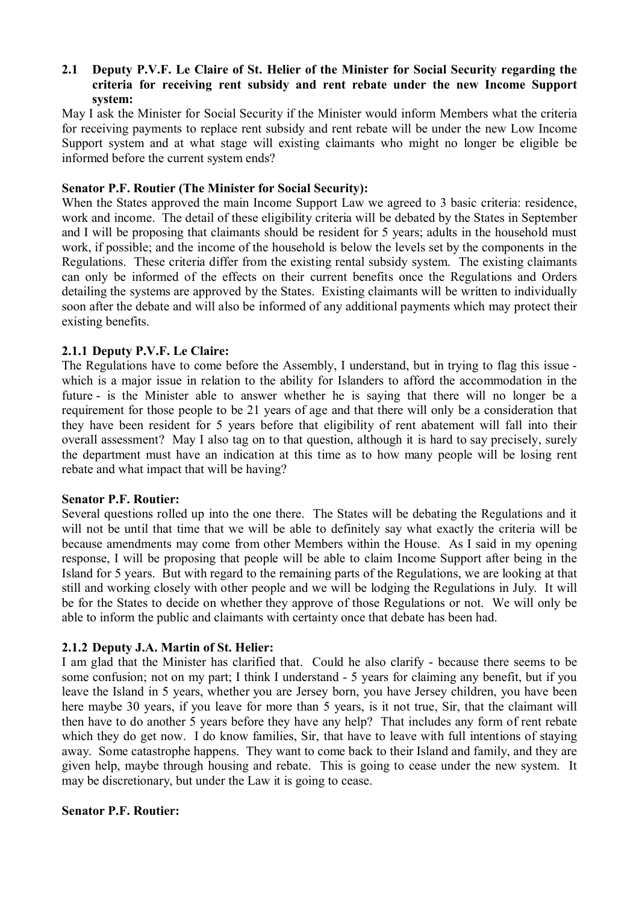**2.1 Deputy P.V.F. Le Claire of St. Helier of the Minister for Social Security regarding the criteria for receiving rent subsidy and rent rebate under the new Income Support system:**

May I ask the Minister for Social Security if the Minister would inform Members what the criteria for receiving payments to replace rent subsidy and rent rebate will be under the new Low Income Support system and at what stage will existing claimants who might no longer be eligible be informed before the current system ends?

**Senator P.F. Routier (The Minister for Social Security):**

When the States approved the main Income Support Law we agreed to 3 basic criteria: residence, work and income. The detail of these eligibility criteria will be debated by the States in September and I will be proposing that claimants should be resident for 5 years; adults in the household must work, if possible; and the income of the household is below the levels set by the components in the Regulations. These criteria differ from the existing rental subsidy system. The existing claimants can only be informed of the effects on their current benefits once the Regulations and Orders detailing the systems are approved by the States. Existing claimants will be written to individually soon after the debate and will also be informed of any additional payments which may protect their existing benefits.

**2.1.1 Deputy P.V.F. Le Claire:**

The Regulations have to come before the Assembly, I understand, but in trying to flag this issue - which is a major issue in relation to the ability for Islanders to afford the accommodation in the future - is the Minister able to answer whether he is saying that there will no longer be a requirement for those people to be 21 years of age and that there will only be a consideration that they have been resident for 5 years before that eligibility of rent abatement will fall into their overall assessment? May I also tag on to that question, although it is hard to say precisely, surely the department must have an indication at this time as to how many people will be losing rent rebate and what impact that will be having?

**Senator P.F. Routier:**

Several questions rolled up into the one there. The States will be debating the Regulations and it will not be until that time that we will be able to definitely say what exactly the criteria will be because amendments may come from other Members within the House. As I said in my opening response, I will be proposing that people will be able to claim Income Support after being in the Island for 5 years. But with regard to the remaining parts of the Regulations, we are looking at that still and working closely with other people and we will be lodging the Regulations in July. It will be for the States to decide on whether they approve of those Regulations or not. We will only be able to inform the public and claimants with certainty once that debate has been had.

**2.1.2 Deputy J.A. Martin of St. Helier:**

I am glad that the Minister has clarified that. Could he also clarify - because there seems to be some confusion; not on my part; I think I understand - 5 years for claiming any benefit, but if you leave the Island in 5 years, whether you are Jersey born, you have Jersey children, you have been here maybe 30 years, if you leave for more than 5 years, is it not true, Sir, that the claimant will then have to do another 5 years before they have any help? That includes any form of rent rebate which they do get now. I do know families, Sir, that have to leave with full intentions of staying away. Some catastrophe happens. They want to come back to their Island and family, and they are given help, maybe through housing and rebate. This is going to cease under the new system. It may be discretionary, but under the Law it is going to cease.

**Senator P.F. Routier:**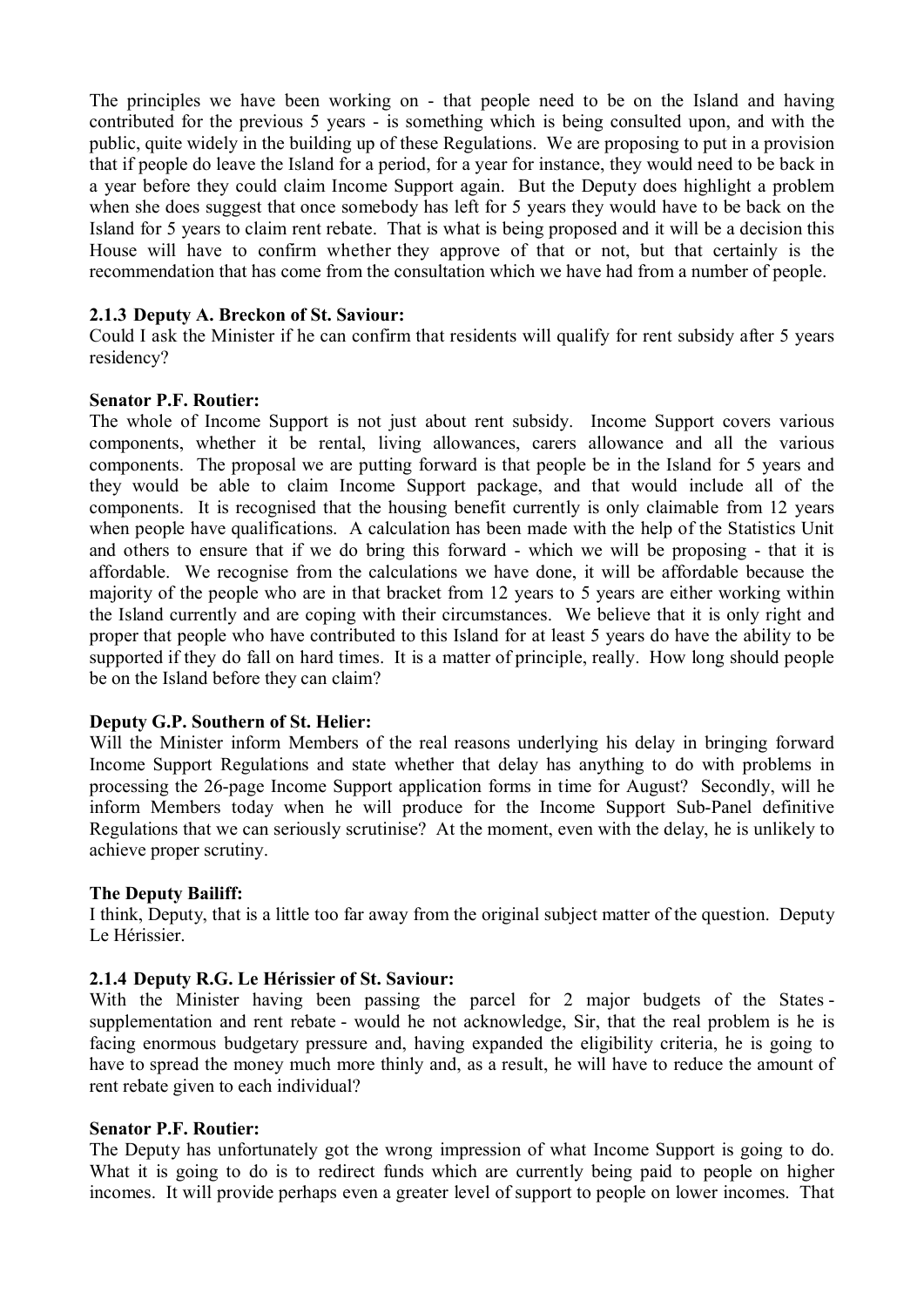The principles we have been working on - that people need to be on the Island and having contributed for the previous 5 years - is something which is being consulted upon, and with the public, quite widely in the building up of these Regulations. We are proposing to put in a provision that if people do leave the Island for a period, for a year for instance, they would need to be back in a year before they could claim Income Support again. But the Deputy does highlight a problem when she does suggest that once somebody has left for 5 years they would have to be back on the Island for 5 years to claim rent rebate. That is what is being proposed and it will be a decision this House will have to confirm whether they approve of that or not, but that certainly is the recommendation that has come from the consultation which we have had from a number of people.

### 2.1.3 Deputy A. Breckon of St. Saviour:

Could I ask the Minister if he can confirm that residents will qualify for rent subsidy after 5 years residency?

**Senator P.F. Routier:**

The whole of Income Support is not just about rent subsidy. Income Support covers various components, whether it be rental, living allowances, carers allowance and all the various components. The proposal we are putting forward is that people be in the Island for 5 years and they would be able to claim Income Support package, and that would include all of the components. It is recognised that the housing benefit currently is only claimable from 12 years when people have qualifications. A calculation has been made with the help of the Statistics Unit and others to ensure that if we do bring this forward - which we will be proposing - that it is affordable. We recognise from the calculations we have done, it will be affordable because the majority of the people who are in that bracket from 12 years to 5 years are either working within the Island currently and are coping with their circumstances. We believe that it is only right and proper that people who have contributed to this Island for at least 5 years do have the ability to be supported if they do fall on hard times. It is a matter of principle, really. How long should people be on the Island before they can claim?

**Deputy G.P. Southern of St. Helier:**

Will the Minister inform Members of the real reasons underlying his delay in bringing forward Income Support Regulations and state whether that delay has anything to do with problems in processing the 26-page Income Support application forms in time for August? Secondly, will he inform Members today when he will produce for the Income Support Sub-Panel definitive Regulations that we can seriously scrutinise? At the moment, even with the delay, he is unlikely to achieve proper scrutiny.

**The Deputy Bailiff:**

I think, Deputy, that is a little too far away from the original subject matter of the question. Deputy Le Hérissier.

### 2.1.4 Deputy R.G. Le Hérissier of St. Saviour:

With the Minister having been passing the parcel for 2 major budgets of the States - supplementation and rent rebate - would he not acknowledge, Sir, that the real problem is he is facing enormous budgetary pressure and, having expanded the eligibility criteria, he is going to have to spread the money much more thinly and, as a result, he will have to reduce the amount of rent rebate given to each individual?

**Senator P.F. Routier:**

The Deputy has unfortunately got the wrong impression of what Income Support is going to do. What it is going to do is to redirect funds which are currently being paid to people on higher incomes. It will provide perhaps even a greater level of support to people on lower incomes. That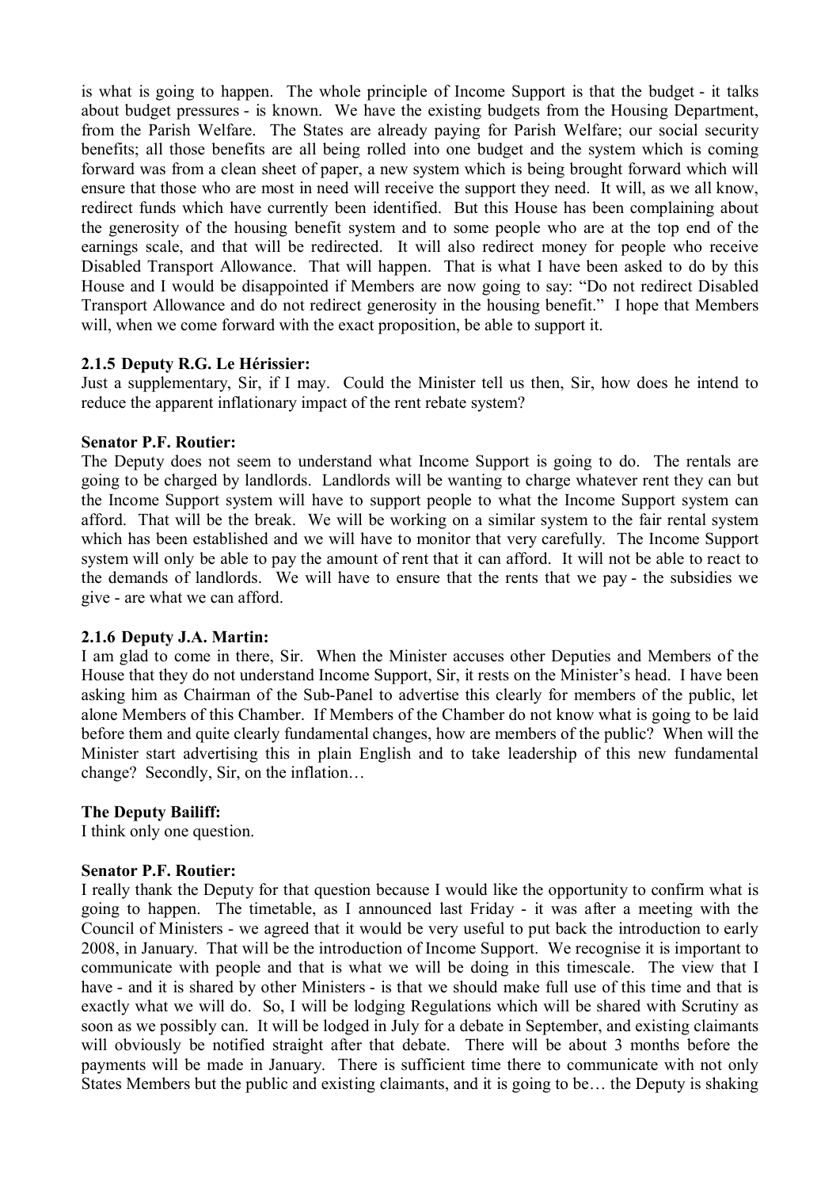is what is going to happen. The whole principle of Income Support is that the budget - it talks about budget pressures - is known. We have the existing budgets from the Housing Department, from the Parish Welfare. The States are already paying for Parish Welfare; our social security benefits; all those benefits are all being rolled into one budget and the system which is coming forward was from a clean sheet of paper, a new system which is being brought forward which will ensure that those who are most in need will receive the support they need. It will, as we all know, redirect funds which have currently been identified. But this House has been complaining about the generosity of the housing benefit system and to some people who are at the top end of the earnings scale, and that will be redirected. It will also redirect money for people who receive Disabled Transport Allowance. That will happen. That is what I have been asked to do by this House and I would be disappointed if Members are now going to say: "Do not redirect Disabled Transport Allowance and do not redirect generosity in the housing benefit." I hope that Members will, when we come forward with the exact proposition, be able to support it.

### 2.1.5 Deputy R.G. Le Hérissier:

Just a supplementary, Sir, if I may. Could the Minister tell us then, Sir, how does he intend to reduce the apparent inflationary impact of the rent rebate system?

**Senator P.F. Routier:**

The Deputy does not seem to understand what Income Support is going to do. The rentals are going to be charged by landlords. Landlords will be wanting to charge whatever rent they can but the Income Support system will have to support people to what the Income Support system can afford. That will be the break. We will be working on a similar system to the fair rental system which has been established and we will have to monitor that very carefully. The Income Support system will only be able to pay the amount of rent that it can afford. It will not be able to react to the demands of landlords. We will have to ensure that the rents that we pay - the subsidies we give - are what we can afford.

### 2.1.6 Deputy J.A. Martin:

I am glad to come in there, Sir. When the Minister accuses other Deputies and Members of the House that they do not understand Income Support, Sir, it rests on the Minister's head. I have been asking him as Chairman of the Sub-Panel to advertise this clearly for members of the public, let alone Members of this Chamber. If Members of the Chamber do not know what is going to be laid before them and quite clearly fundamental changes, how are members of the public? When will the Minister start advertising this in plain English and to take leadership of this new fundamental change? Secondly, Sir, on the inflation…

**The Deputy Bailiff:**

I think only one question.

**Senator P.F. Routier:**

I really thank the Deputy for that question because I would like the opportunity to confirm what is going to happen. The timetable, as I announced last Friday - it was after a meeting with the Council of Ministers - we agreed that it would be very useful to put back the introduction to early 2008, in January. That will be the introduction of Income Support. We recognise it is important to communicate with people and that is what we will be doing in this timescale. The view that I have - and it is shared by other Ministers - is that we should make full use of this time and that is exactly what we will do. So, I will be lodging Regulations which will be shared with Scrutiny as soon as we possibly can. It will be lodged in July for a debate in September, and existing claimants will obviously be notified straight after that debate. There will be about 3 months before the payments will be made in January. There is sufficient time there to communicate with not only States Members but the public and existing claimants, and it is going to be… the Deputy is shaking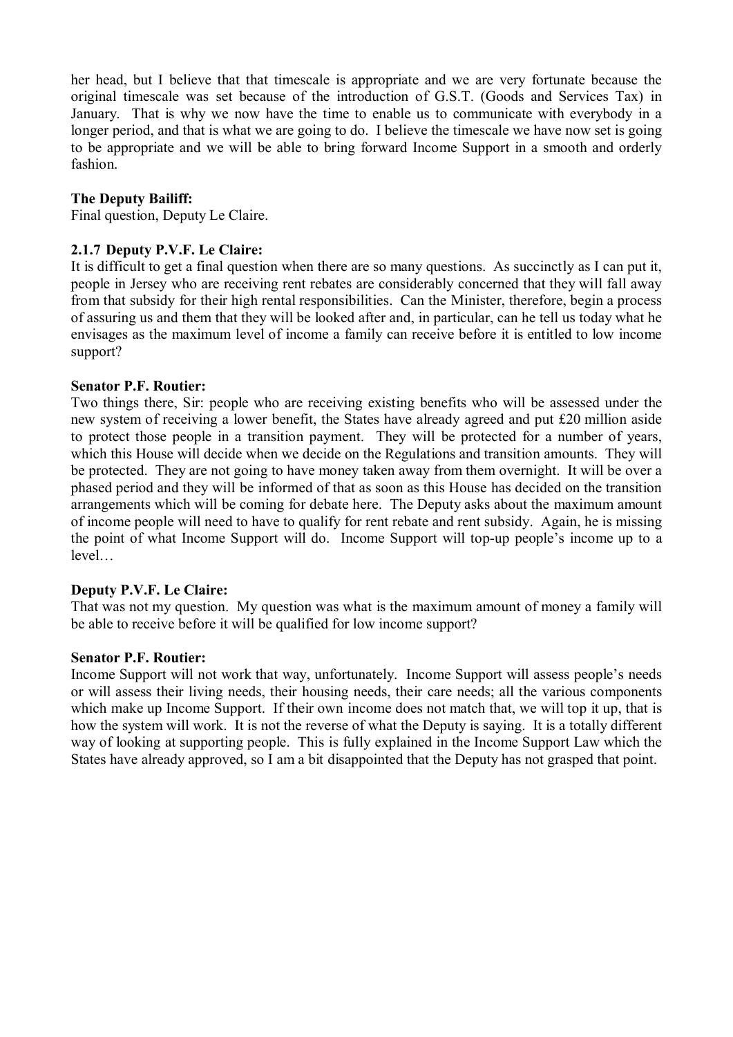her head, but I believe that that timescale is appropriate and we are very fortunate because the original timescale was set because of the introduction of G.S.T. (Goods and Services Tax) in January. That is why we now have the time to enable us to communicate with everybody in a longer period, and that is what we are going to do. I believe the timescale we have now set is going to be appropriate and we will be able to bring forward Income Support in a smooth and orderly fashion.

**The Deputy Bailiff:**
Final question, Deputy Le Claire.

**2.1.7 Deputy P.V.F. Le Claire:**
It is difficult to get a final question when there are so many questions. As succinctly as I can put it, people in Jersey who are receiving rent rebates are considerably concerned that they will fall away from that subsidy for their high rental responsibilities. Can the Minister, therefore, begin a process of assuring us and them that they will be looked after and, in particular, can he tell us today what he envisages as the maximum level of income a family can receive before it is entitled to low income support?

**Senator P.F. Routier:**
Two things there, Sir: people who are receiving existing benefits who will be assessed under the new system of receiving a lower benefit, the States have already agreed and put £20 million aside to protect those people in a transition payment. They will be protected for a number of years, which this House will decide when we decide on the Regulations and transition amounts. They will be protected. They are not going to have money taken away from them overnight. It will be over a phased period and they will be informed of that as soon as this House has decided on the transition arrangements which will be coming for debate here. The Deputy asks about the maximum amount of income people will need to have to qualify for rent rebate and rent subsidy. Again, he is missing the point of what Income Support will do. Income Support will top-up people's income up to a level…

**Deputy P.V.F. Le Claire:**
That was not my question. My question was what is the maximum amount of money a family will be able to receive before it will be qualified for low income support?

**Senator P.F. Routier:**
Income Support will not work that way, unfortunately. Income Support will assess people's needs or will assess their living needs, their housing needs, their care needs; all the various components which make up Income Support. If their own income does not match that, we will top it up, that is how the system will work. It is not the reverse of what the Deputy is saying. It is a totally different way of looking at supporting people. This is fully explained in the Income Support Law which the States have already approved, so I am a bit disappointed that the Deputy has not grasped that point.